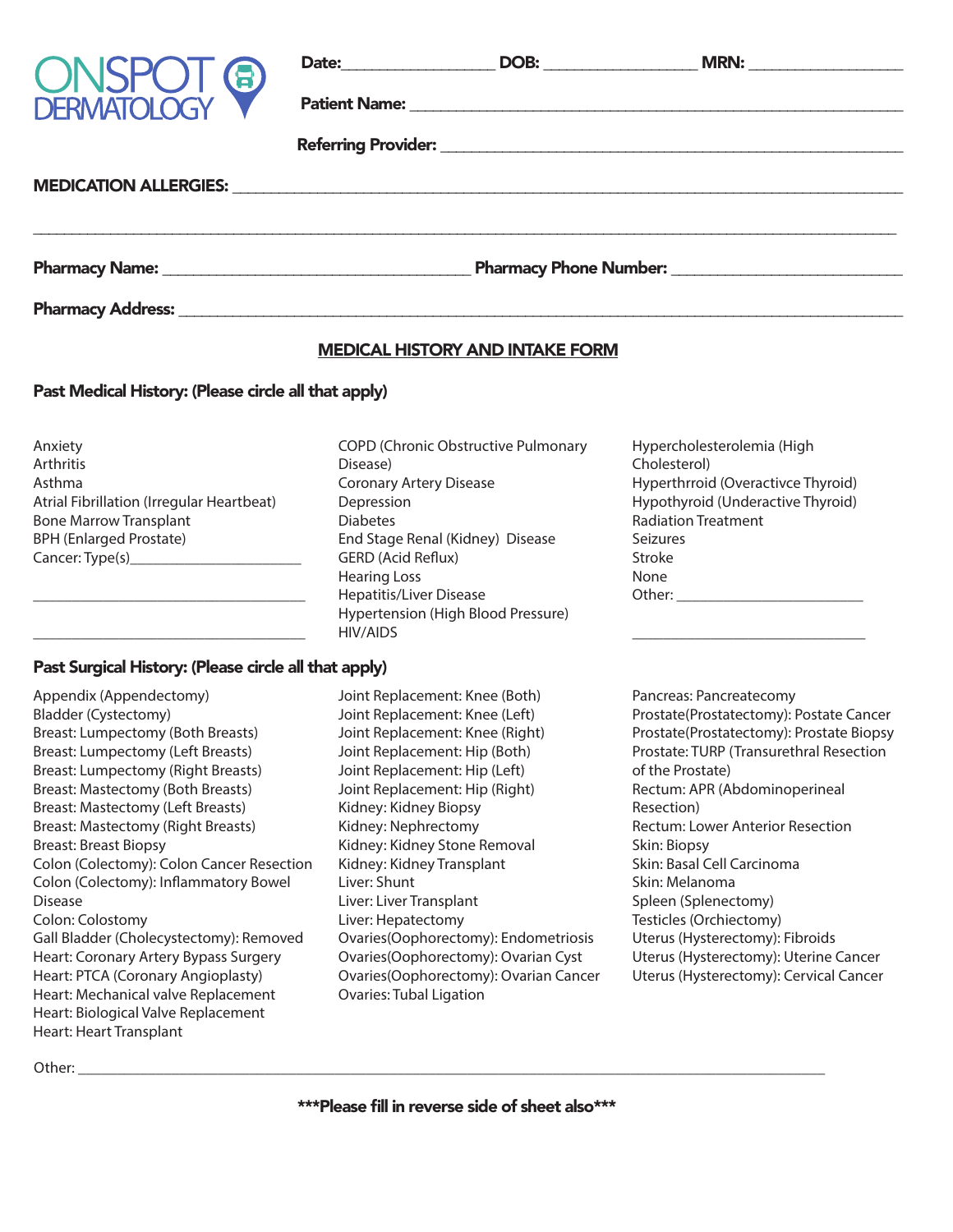ONSPOT DERMATOLOGY

**Date:** __________________ **DOB:** __________________ **MRN:** __________________

**Patient Name:** ______________________________________________________________

**Referring Provider:** ________________________________________________________

**MEDICATION ALLERGIES:** ______________________________________________________________

______________________________________________________________________________

**Pharmacy Name:** ____________________________________ **Pharmacy Phone Number:** ___________________________

**Pharmacy Address:** __________________________________________________________________________

## MEDICAL HISTORY AND INTAKE FORM

### Past Medical History: (Please circle all that apply)

Anxiety
Arthritis
Asthma
Atrial Fibrillation (Irregular Heartbeat)
Bone Marrow Transplant
BPH (Enlarged Prostate)
Cancer: Type(s)______________________

___________________________________

___________________________________

COPD (Chronic Obstructive Pulmonary Disease)
Coronary Artery Disease
Depression
Diabetes
End Stage Renal (Kidney) Disease
GERD (Acid Reflux)
Hearing Loss
Hepatitis/Liver Disease
Hypertension (High Blood Pressure)
HIV/AIDS

Hypercholesterolemia (High Cholesterol)
Hyperthrroid (Overactivce Thyroid)
Hypothyroid (Underactive Thyroid)
Radiation Treatment
Seizures
Stroke
None
Other: ________________________

_______________________________

### Past Surgical History: (Please circle all that apply)

Appendix (Appendectomy)
Bladder (Cystectomy)
Breast: Lumpectomy (Both Breasts)
Breast: Lumpectomy (Left Breasts)
Breast: Lumpectomy (Right Breasts)
Breast: Mastectomy (Both Breasts)
Breast: Mastectomy (Left Breasts)
Breast: Mastectomy (Right Breasts)
Breast: Breast Biopsy
Colon (Colectomy): Colon Cancer Resection
Colon (Colectomy): Inflammatory Bowel Disease
Colon: Colostomy
Gall Bladder (Cholecystectomy): Removed
Heart: Coronary Artery Bypass Surgery
Heart: PTCA (Coronary Angioplasty)
Heart: Mechanical valve Replacement
Heart: Biological Valve Replacement
Heart: Heart Transplant

Joint Replacement: Knee (Both)
Joint Replacement: Knee (Left)
Joint Replacement: Knee (Right)
Joint Replacement: Hip (Both)
Joint Replacement: Hip (Left)
Joint Replacement: Hip (Right)
Kidney: Kidney Biopsy
Kidney: Nephrectomy
Kidney: Kidney Stone Removal
Kidney: Kidney Transplant
Liver: Shunt
Liver: Liver Transplant
Liver: Hepatectomy
Ovaries(Oophorectomy): Endometriosis
Ovaries(Oophorectomy): Ovarian Cyst
Ovaries(Oophorectomy): Ovarian Cancer
Ovaries: Tubal Ligation

Pancreas: Pancreatecomy
Prostate(Prostatectomy): Postate Cancer
Prostate(Prostatectomy): Prostate Biopsy
Prostate: TURP (Transurethral Resection of the Prostate)
Rectum: APR (Abdominoperineal Resection)
Rectum: Lower Anterior Resection
Skin: Biopsy
Skin: Basal Cell Carcinoma
Skin: Melanoma
Spleen (Splenectomy)
Testicles (Orchiectomy)
Uterus (Hysterectomy): Fibroids
Uterus (Hysterectomy): Uterine Cancer
Uterus (Hysterectomy): Cervical Cancer

Other: ______________________________________________________________________________

**\*\*\*Please fill in reverse side of sheet also\*\*\***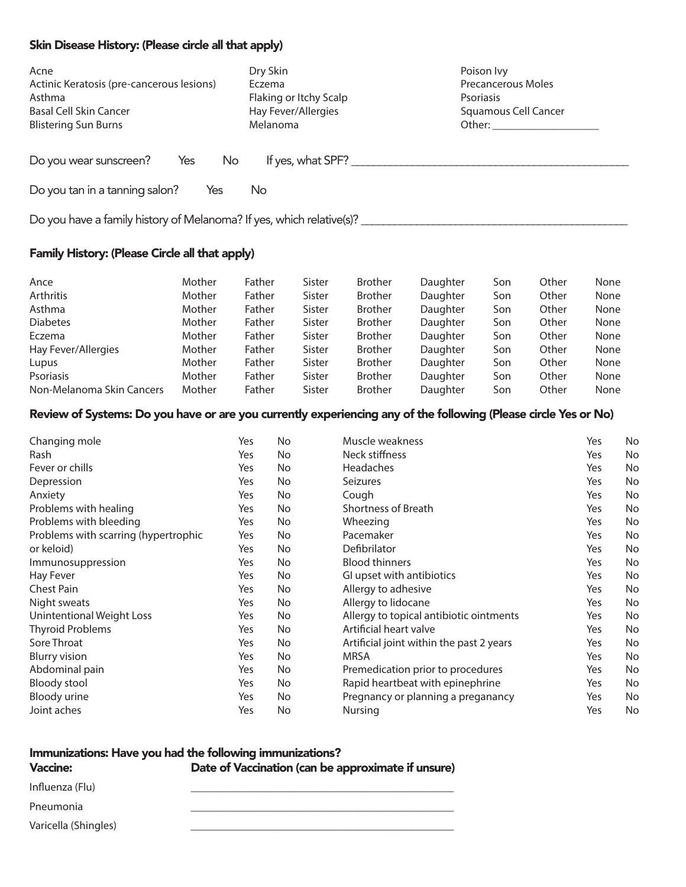## Skin Disease History: (Please circle all that apply)

| | | |
|---|---|---|
| Acne | Dry Skin | Poison Ivy |
| Actinic Keratosis (pre-cancerous lesions) | Eczema | Precancerous Moles |
| Asthma | Flaking or Itchy Scalp | Psoriasis |
| Basal Cell Skin Cancer | Hay Fever/Allergies | Squamous Cell Cancer |
| Blistering Sun Burns | Melanoma | Other: ___________________ |

Do you wear sunscreen? Yes No If yes, what SPF? ______________________________________________

Do you tan in a tanning salon? Yes No

Do you have a family history of Melanoma? If yes, which relative(s)? ______________________________________________

## Family History: (Please Circle all that apply)

| | | | | | | | | |
|---|---|---|---|---|---|---|---|---|
| Ance | Mother | Father | Sister | Brother | Daughter | Son | Other | None |
| Arthritis | Mother | Father | Sister | Brother | Daughter | Son | Other | None |
| Asthma | Mother | Father | Sister | Brother | Daughter | Son | Other | None |
| Diabetes | Mother | Father | Sister | Brother | Daughter | Son | Other | None |
| Eczema | Mother | Father | Sister | Brother | Daughter | Son | Other | None |
| Hay Fever/Allergies | Mother | Father | Sister | Brother | Daughter | Son | Other | None |
| Lupus | Mother | Father | Sister | Brother | Daughter | Son | Other | None |
| Psoriasis | Mother | Father | Sister | Brother | Daughter | Son | Other | None |
| Non-Melanoma Skin Cancers | Mother | Father | Sister | Brother | Daughter | Son | Other | None |

## Review of Systems: Do you have or are you currently experiencing any of the following (Please circle Yes or No)

| | | | | | |
|---|---|---|---|---|---|
| Changing mole | Yes | No | Muscle weakness | Yes | No |
| Rash | Yes | No | Neck stiffness | Yes | No |
| Fever or chills | Yes | No | Headaches | Yes | No |
| Depression | Yes | No | Seizures | Yes | No |
| Anxiety | Yes | No | Cough | Yes | No |
| Problems with healing | Yes | No | Shortness of Breath | Yes | No |
| Problems with bleeding | Yes | No | Wheezing | Yes | No |
| Problems with scarring (hypertrophic | Yes | No | Pacemaker | Yes | No |
| or keloid) | Yes | No | Defibrilator | Yes | No |
| Immunosuppression | Yes | No | Blood thinners | Yes | No |
| Hay Fever | Yes | No | GI upset with antibiotics | Yes | No |
| Chest Pain | Yes | No | Allergy to adhesive | Yes | No |
| Night sweats | Yes | No | Allergy to lidocane | Yes | No |
| Unintentional Weight Loss | Yes | No | Allergy to topical antibiotic ointments | Yes | No |
| Thyroid Problems | Yes | No | Artificial heart valve | Yes | No |
| Sore Throat | Yes | No | Artificial joint within the past 2 years | Yes | No |
| Blurry vision | Yes | No | MRSA | Yes | No |
| Abdominal pain | Yes | No | Premedication prior to procedures | Yes | No |
| Bloody stool | Yes | No | Rapid heartbeat with epinephrine | Yes | No |
| Bloody urine | Yes | No | Pregnancy or planning a preganancy | Yes | No |
| Joint aches | Yes | No | Nursing | Yes | No |

## Immunizations: Have you had the following immunizations?

| Vaccine: | Date of Vaccination (can be approximate if unsure) |
|---|---|
| Influenza (Flu) | ______________________________________________ |
| Pneumonia | ______________________________________________ |
| Varicella (Shingles) | ______________________________________________ |